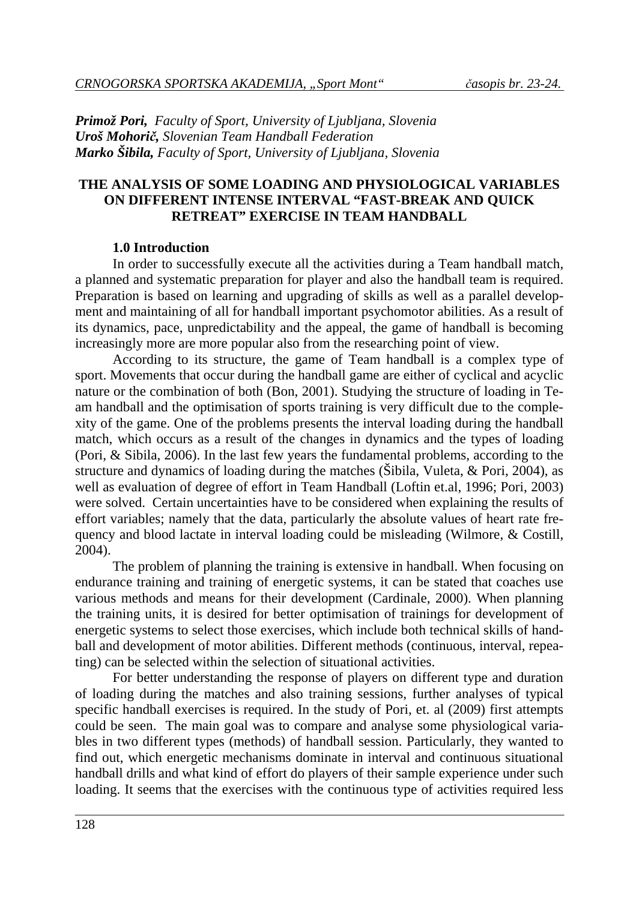***Primož Pori,*** *Faculty of Sport, University of Ljubljana, Slovenia*
***Uroš Mohorič,*** *Slovenian Team Handball Federation*
***Marko Šibila,*** *Faculty of Sport, University of Ljubljana, Slovenia*

# THE ANALYSIS OF SOME LOADING AND PHYSIOLOGICAL VARIABLES ON DIFFERENT INTENSE INTERVAL "FAST-BREAK AND QUICK RETREAT" EXERCISE IN TEAM HANDBALL

## 1.0 Introduction

In order to successfully execute all the activities during a Team handball match, a planned and systematic preparation for player and also the handball team is required. Preparation is based on learning and upgrading of skills as well as a parallel development and maintaining of all for handball important psychomotor abilities. As a result of its dynamics, pace, unpredictability and the appeal, the game of handball is becoming increasingly more are more popular also from the researching point of view.

According to its structure, the game of Team handball is a complex type of sport. Movements that occur during the handball game are either of cyclical and acyclic nature or the combination of both (Bon, 2001). Studying the structure of loading in Team handball and the optimisation of sports training is very difficult due to the complexity of the game. One of the problems presents the interval loading during the handball match, which occurs as a result of the changes in dynamics and the types of loading (Pori, & Sibila, 2006). In the last few years the fundamental problems, according to the structure and dynamics of loading during the matches (Šibila, Vuleta, & Pori, 2004), as well as evaluation of degree of effort in Team Handball (Loftin et.al, 1996; Pori, 2003) were solved. Certain uncertainties have to be considered when explaining the results of effort variables; namely that the data, particularly the absolute values of heart rate frequency and blood lactate in interval loading could be misleading (Wilmore, & Costill, 2004).

The problem of planning the training is extensive in handball. When focusing on endurance training and training of energetic systems, it can be stated that coaches use various methods and means for their development (Cardinale, 2000). When planning the training units, it is desired for better optimisation of trainings for development of energetic systems to select those exercises, which include both technical skills of handball and development of motor abilities. Different methods (continuous, interval, repeating) can be selected within the selection of situational activities.

For better understanding the response of players on different type and duration of loading during the matches and also training sessions, further analyses of typical specific handball exercises is required. In the study of Pori, et. al (2009) first attempts could be seen. The main goal was to compare and analyse some physiological variables in two different types (methods) of handball session. Particularly, they wanted to find out, which energetic mechanisms dominate in interval and continuous situational handball drills and what kind of effort do players of their sample experience under such loading. It seems that the exercises with the continuous type of activities required less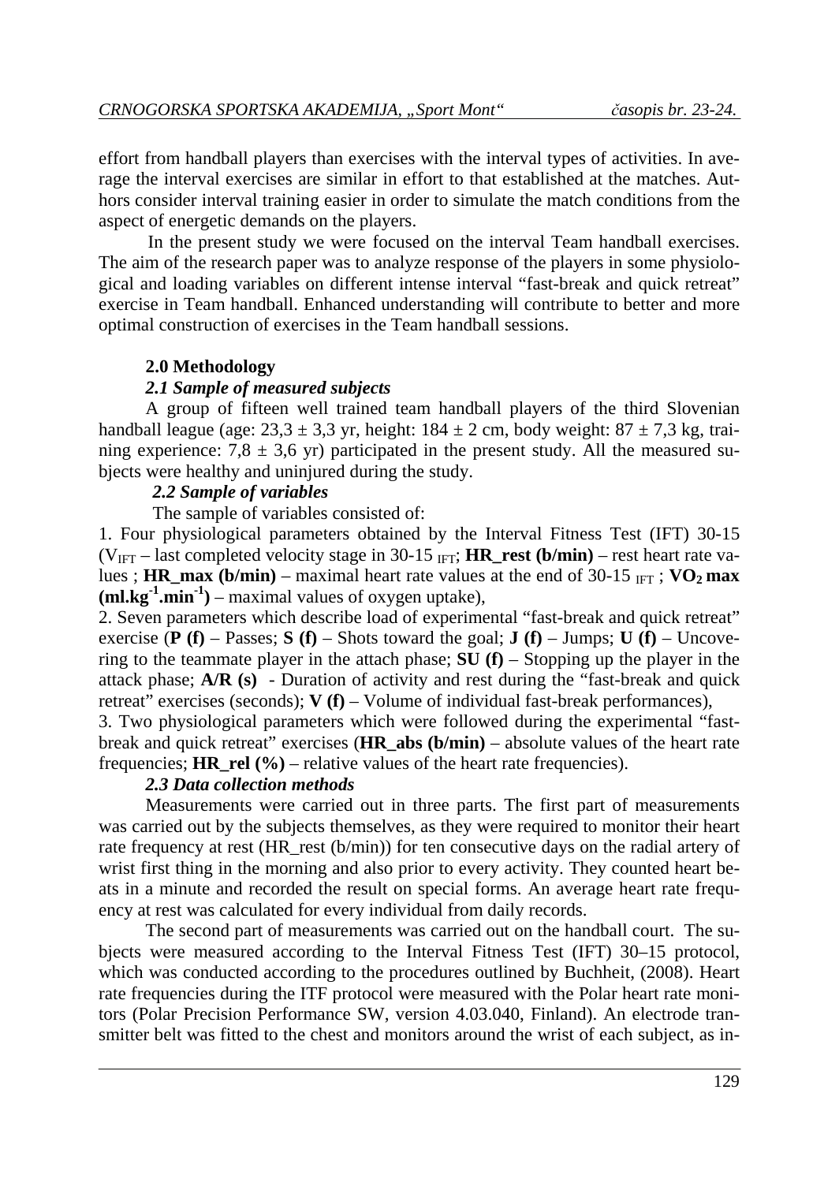effort from handball players than exercises with the interval types of activities. In average the interval exercises are similar in effort to that established at the matches. Authors consider interval training easier in order to simulate the match conditions from the aspect of energetic demands on the players.

In the present study we were focused on the interval Team handball exercises. The aim of the research paper was to analyze response of the players in some physiological and loading variables on different intense interval "fast-break and quick retreat" exercise in Team handball. Enhanced understanding will contribute to better and more optimal construction of exercises in the Team handball sessions.

## 2.0 Methodology

### *2.1 Sample of measured subjects*

A group of fifteen well trained team handball players of the third Slovenian handball league (age: 23,3 ± 3,3 yr, height: 184 ± 2 cm, body weight: 87 ± 7,3 kg, training experience: 7,8 ± 3,6 yr) participated in the present study. All the measured subjects were healthy and uninjured during the study.

### *2.2 Sample of variables*

The sample of variables consisted of:

1. Four physiological parameters obtained by the Interval Fitness Test (IFT) 30-15 ($V_{IFT}$ – last completed velocity stage in 30-15 $_{IFT}$; **HR_rest (b/min)** – rest heart rate values ; **HR_max (b/min)** – maximal heart rate values at the end of 30-15 $_{IFT}$ ; **$VO_2$ max (ml.kg$^{-1}$.min$^{-1}$)** – maximal values of oxygen uptake),
2. Seven parameters which describe load of experimental "fast-break and quick retreat" exercise (**P (f)** – Passes; **S (f)** – Shots toward the goal; **J (f)** – Jumps; **U (f)** – Uncovering to the teammate player in the attach phase; **SU (f)** – Stopping up the player in the attack phase; **A/R (s)** - Duration of activity and rest during the "fast-break and quick retreat" exercises (seconds); **V (f)** – Volume of individual fast-break performances),
3. Two physiological parameters which were followed during the experimental "fast-break and quick retreat" exercises (**HR_abs (b/min)** – absolute values of the heart rate frequencies; **HR_rel (%)** – relative values of the heart rate frequencies).

### *2.3 Data collection methods*

Measurements were carried out in three parts. The first part of measurements was carried out by the subjects themselves, as they were required to monitor their heart rate frequency at rest (HR_rest (b/min)) for ten consecutive days on the radial artery of wrist first thing in the morning and also prior to every activity. They counted heart beats in a minute and recorded the result on special forms. An average heart rate frequency at rest was calculated for every individual from daily records.

The second part of measurements was carried out on the handball court. The subjects were measured according to the Interval Fitness Test (IFT) 30–15 protocol, which was conducted according to the procedures outlined by Buchheit, (2008). Heart rate frequencies during the ITF protocol were measured with the Polar heart rate monitors (Polar Precision Performance SW, version 4.03.040, Finland). An electrode transmitter belt was fitted to the chest and monitors around the wrist of each subject, as in-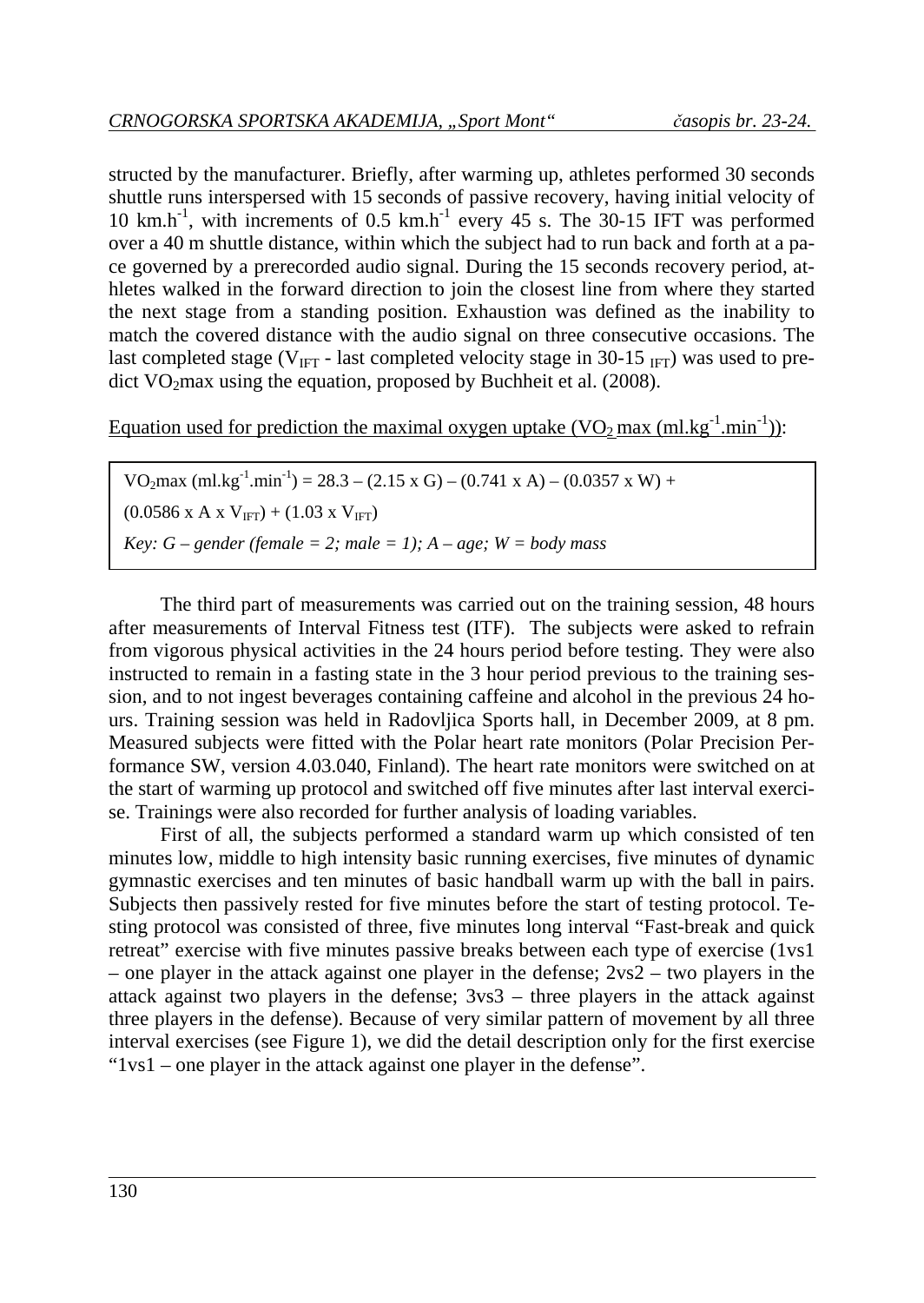structed by the manufacturer. Briefly, after warming up, athletes performed 30 seconds shuttle runs interspersed with 15 seconds of passive recovery, having initial velocity of 10 $km.h^{-1}$, with increments of 0.5 $km.h^{-1}$ every 45 s. The 30-15 IFT was performed over a 40 m shuttle distance, within which the subject had to run back and forth at a pace governed by a prerecorded audio signal. During the 15 seconds recovery period, athletes walked in the forward direction to join the closest line from where they started the next stage from a standing position. Exhaustion was defined as the inability to match the covered distance with the audio signal on three consecutive occasions. The last completed stage ($V_{IFT}$ - last completed velocity stage in 30-15 $_{IFT}$) was used to predict $VO_2max$ using the equation, proposed by Buchheit et al. (2008).

Equation used for prediction the maximal oxygen uptake ($VO_2$ max ($ml.kg^{-1}.min^{-1}$)):

$$VO_2max\ (ml.kg^{-1}.min^{-1}) = 28.3 - (2.15 \times G) - (0.741 \times A) - (0.0357 \times W) + (0.0586 \times A \times V_{IFT}) + (1.03 \times V_{IFT})$$

*Key: G – gender (female = 2; male = 1); A – age; W = body mass*

The third part of measurements was carried out on the training session, 48 hours after measurements of Interval Fitness test (ITF). The subjects were asked to refrain from vigorous physical activities in the 24 hours period before testing. They were also instructed to remain in a fasting state in the 3 hour period previous to the training session, and to not ingest beverages containing caffeine and alcohol in the previous 24 hours. Training session was held in Radovljica Sports hall, in December 2009, at 8 pm. Measured subjects were fitted with the Polar heart rate monitors (Polar Precision Performance SW, version 4.03.040, Finland). The heart rate monitors were switched on at the start of warming up protocol and switched off five minutes after last interval exercise. Trainings were also recorded for further analysis of loading variables.

First of all, the subjects performed a standard warm up which consisted of ten minutes low, middle to high intensity basic running exercises, five minutes of dynamic gymnastic exercises and ten minutes of basic handball warm up with the ball in pairs. Subjects then passively rested for five minutes before the start of testing protocol. Testing protocol was consisted of three, five minutes long interval "Fast-break and quick retreat" exercise with five minutes passive breaks between each type of exercise (1vs1 – one player in the attack against one player in the defense; 2vs2 – two players in the attack against two players in the defense; 3vs3 – three players in the attack against three players in the defense). Because of very similar pattern of movement by all three interval exercises (see Figure 1), we did the detail description only for the first exercise "1vs1 – one player in the attack against one player in the defense".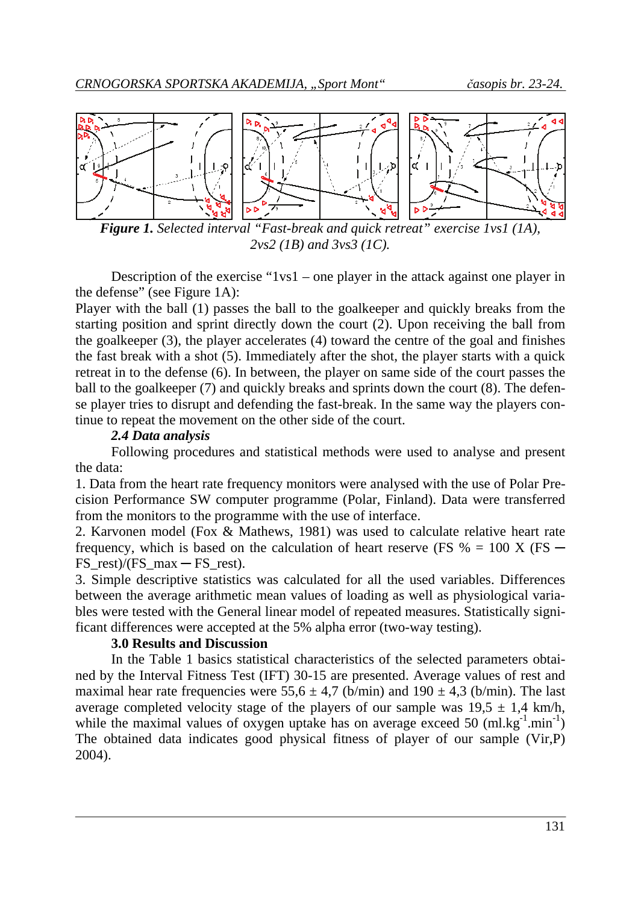***Figure 1.*** *Selected interval "Fast-break and quick retreat" exercise 1vs1 (1A), 2vs2 (1B) and 3vs3 (1C).*

Description of the exercise "1vs1 – one player in the attack against one player in the defense" (see Figure 1A):
Player with the ball (1) passes the ball to the goalkeeper and quickly breaks from the starting position and sprint directly down the court (2). Upon receiving the ball from the goalkeeper (3), the player accelerates (4) toward the centre of the goal and finishes the fast break with a shot (5). Immediately after the shot, the player starts with a quick retreat in to the defense (6). In between, the player on same side of the court passes the ball to the goalkeeper (7) and quickly breaks and sprints down the court (8). The defense player tries to disrupt and defending the fast-break. In the same way the players continue to repeat the movement on the other side of the court.

### *2.4 Data analysis*

Following procedures and statistical methods were used to analyse and present the data:

1. Data from the heart rate frequency monitors were analysed with the use of Polar Precision Performance SW computer programme (Polar, Finland). Data were transferred from the monitors to the programme with the use of interface.
2. Karvonen model (Fox & Mathews, 1981) was used to calculate relative heart rate frequency, which is based on the calculation of heart reserve ($FS\ \% = 100\ X\ (FS - FS\_rest)/(FS\_max - FS\_rest)$).
3. Simple descriptive statistics was calculated for all the used variables. Differences between the average arithmetic mean values of loading as well as physiological variables were tested with the General linear model of repeated measures. Statistically significant differences were accepted at the 5% alpha error (two-way testing).

## 3.0 Results and Discussion

In the Table 1 basics statistical characteristics of the selected parameters obtained by the Interval Fitness Test (IFT) 30-15 are presented. Average values of rest and maximal hear rate frequencies were 55,6 ± 4,7 (b/min) and 190 ± 4,3 (b/min). The last average completed velocity stage of the players of our sample was 19,5 ± 1,4 km/h, while the maximal values of oxygen uptake has on average exceed 50 ($ml.kg^{-1}.min^{-1}$) The obtained data indicates good physical fitness of player of our sample (Vir,P) 2004).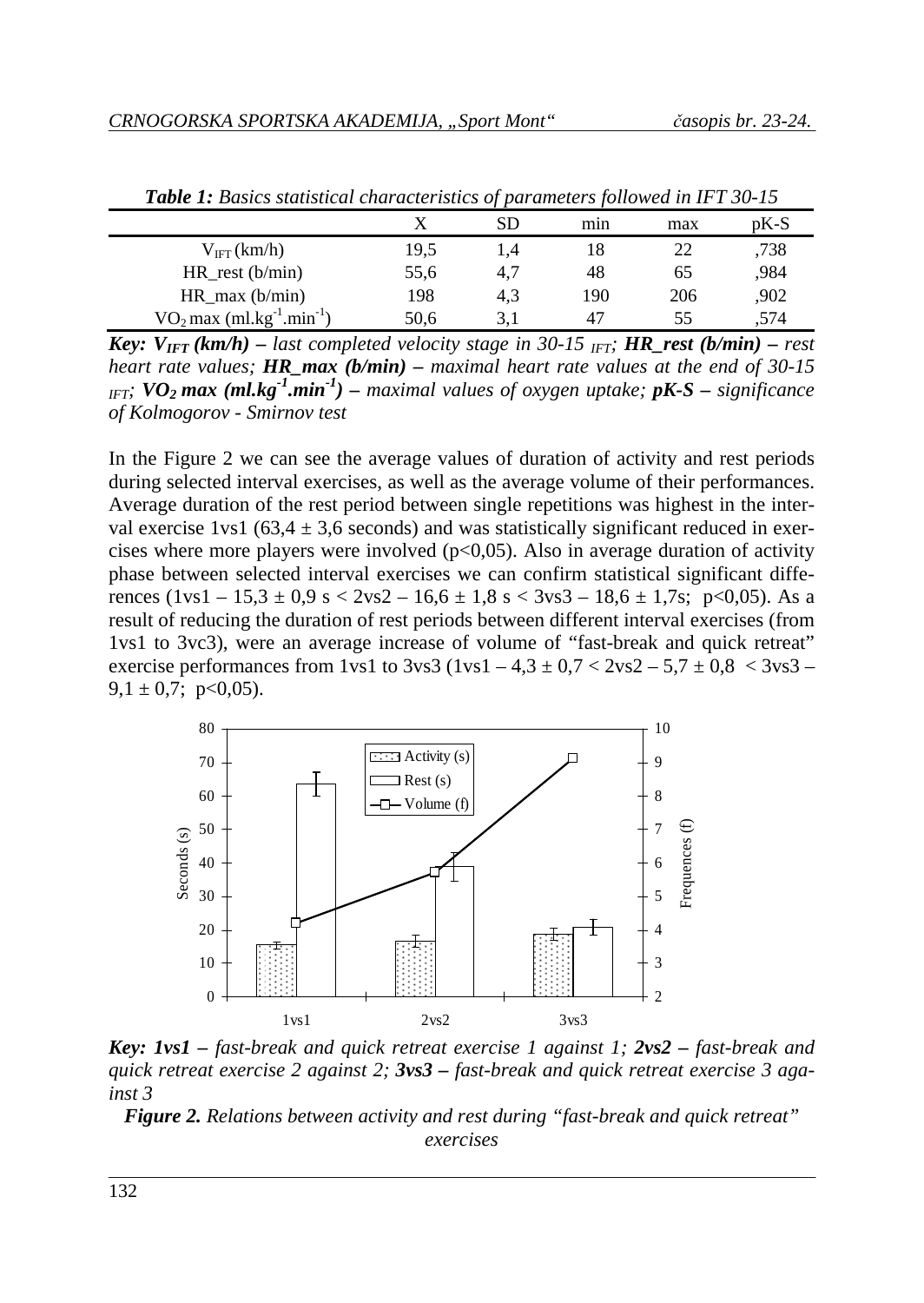*Table 1: Basics statistical characteristics of parameters followed in IFT 30-15*

| | X | SD | min | max | pK-S |
|---|---|---|---|---|---|
| $V_{IFT}$ (km/h) | 19,5 | 1,4 | 18 | 22 | ,738 |
| HR_rest (b/min) | 55,6 | 4,7 | 48 | 65 | ,984 |
| HR_max (b/min) | 198 | 4,3 | 190 | 206 | ,902 |
| $VO_2$ max (ml.kg$^{-1}$.min$^{-1}$) | 50,6 | 3,1 | 47 | 55 | ,574 |

***Key:*** ***$V_{IFT}$ (km/h)*** *– last completed velocity stage in 30-15 $_{IFT}$;* ***HR_rest (b/min)*** *– rest heart rate values;* ***HR_max (b/min)*** *– maximal heart rate values at the end of 30-15 $_{IFT}$;* ***$VO_2$ max (ml.kg$^{-1}$.min$^{-1}$)*** *– maximal values of oxygen uptake;* ***pK-S*** *– significance of Kolmogorov - Smirnov test*

In the Figure 2 we can see the average values of duration of activity and rest periods during selected interval exercises, as well as the average volume of their performances. Average duration of the rest period between single repetitions was highest in the interval exercise 1vs1 (63,4 ± 3,6 seconds) and was statistically significant reduced in exercises where more players were involved ($p<0,05$). Also in average duration of activity phase between selected interval exercises we can confirm statistical significant differences (1vs1 – 15,3 ± 0,9 s < 2vs2 – 16,6 ± 1,8 s < 3vs3 – 18,6 ± 1,7s; $p<0,05$). As a result of reducing the duration of rest periods between different interval exercises (from 1vs1 to 3vc3), were an average increase of volume of "fast-break and quick retreat" exercise performances from 1vs1 to 3vs3 (1vs1 – 4,3 ± 0,7 < 2vs2 – 5,7 ± 0,8 < 3vs3 – 9,1 ± 0,7; $p<0,05$).

***Key:*** ***1vs1*** *– fast-break and quick retreat exercise 1 against 1;* ***2vs2*** *– fast-break and quick retreat exercise 2 against 2;* ***3vs3*** *– fast-break and quick retreat exercise 3 against 3*

***Figure 2.*** *Relations between activity and rest during "fast-break and quick retreat" exercises*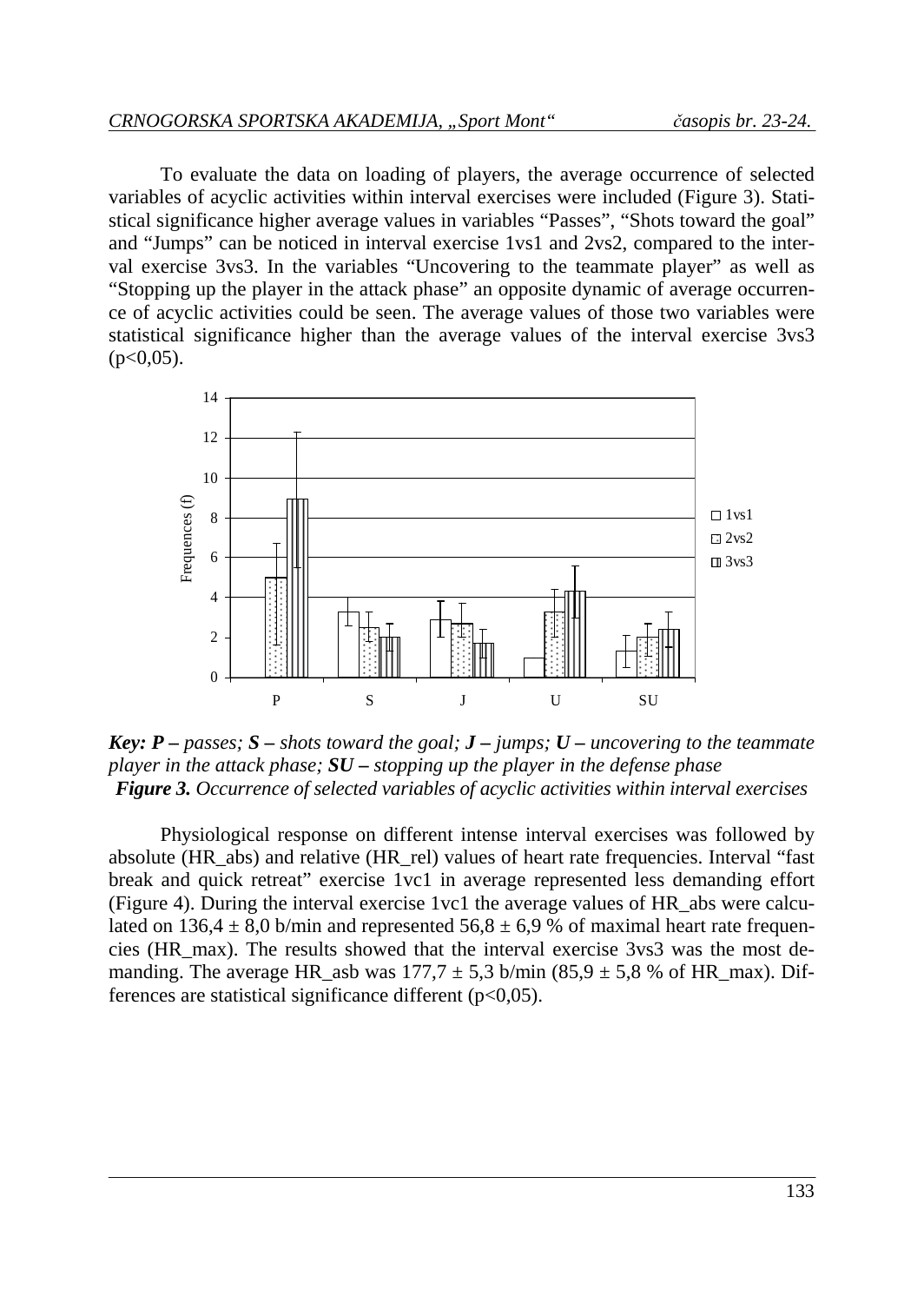To evaluate the data on loading of players, the average occurrence of selected variables of acyclic activities within interval exercises were included (Figure 3). Statistical significance higher average values in variables "Passes", "Shots toward the goal" and "Jumps" can be noticed in interval exercise 1vs1 and 2vs2, compared to the interval exercise 3vs3. In the variables "Uncovering to the teammate player" as well as "Stopping up the player in the attack phase" an opposite dynamic of average occurrence of acyclic activities could be seen. The average values of those two variables were statistical significance higher than the average values of the interval exercise 3vs3 ($p<0,05$).

***Key: P** – passes; **S** – shots toward the goal; **J** – jumps; **U** – uncovering to the teammate player in the attack phase; **SU** – stopping up the player in the defense phase*

***Figure 3.** Occurrence of selected variables of acyclic activities within interval exercises*

Physiological response on different intense interval exercises was followed by absolute (HR_abs) and relative (HR_rel) values of heart rate frequencies. Interval "fast break and quick retreat" exercise 1vc1 in average represented less demanding effort (Figure 4). During the interval exercise 1vc1 the average values of HR_abs were calculated on $136,4 \pm 8,0$ b/min and represented $56,8 \pm 6,9$ % of maximal heart rate frequencies (HR_max). The results showed that the interval exercise 3vs3 was the most demanding. The average HR_asb was $177,7 \pm 5,3$ b/min ($85,9 \pm 5,8$ % of HR_max). Differences are statistical significance different ($p<0,05$).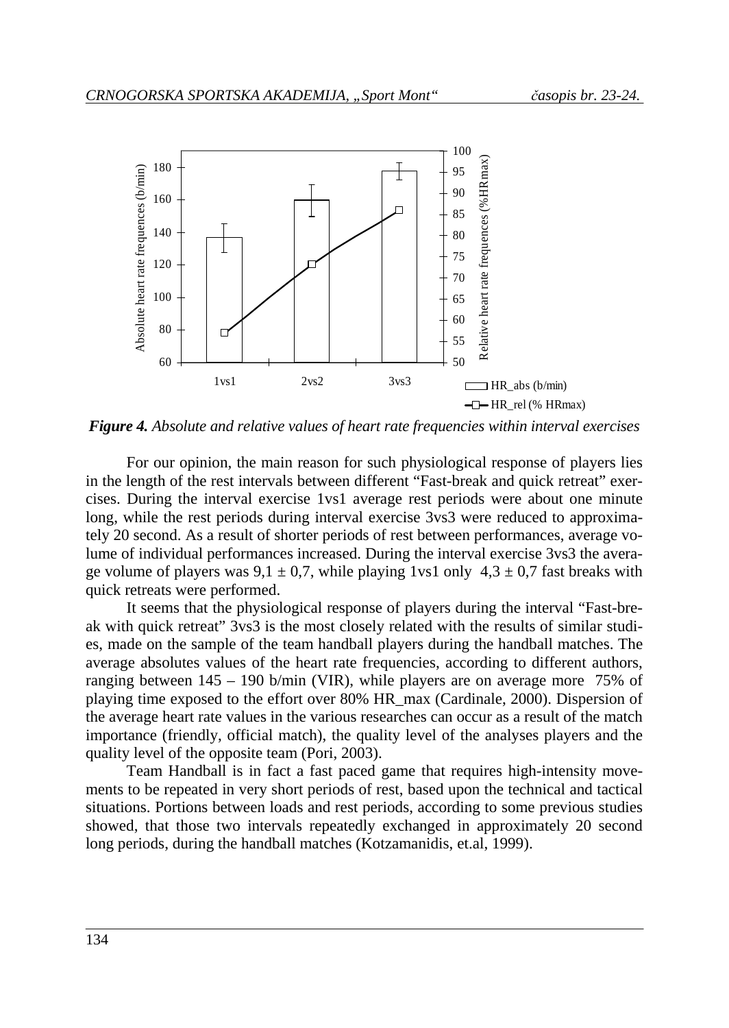*Figure 4. Absolute and relative values of heart rate frequencies within interval exercises*

For our opinion, the main reason for such physiological response of players lies in the length of the rest intervals between different "Fast-break and quick retreat" exercises. During the interval exercise 1vs1 average rest periods were about one minute long, while the rest periods during interval exercise 3vs3 were reduced to approximately 20 second. As a result of shorter periods of rest between performances, average volume of individual performances increased. During the interval exercise 3vs3 the average volume of players was $9,1 \pm 0,7$, while playing 1vs1 only $4,3 \pm 0,7$ fast breaks with quick retreats were performed.

It seems that the physiological response of players during the interval "Fast-break with quick retreat" 3vs3 is the most closely related with the results of similar studies, made on the sample of the team handball players during the handball matches. The average absolutes values of the heart rate frequencies, according to different authors, ranging between 145 – 190 b/min (VIR), while players are on average more 75% of playing time exposed to the effort over 80% HR_max (Cardinale, 2000). Dispersion of the average heart rate values in the various researches can occur as a result of the match importance (friendly, official match), the quality level of the analyses players and the quality level of the opposite team (Pori, 2003).

Team Handball is in fact a fast paced game that requires high-intensity movements to be repeated in very short periods of rest, based upon the technical and tactical situations. Portions between loads and rest periods, according to some previous studies showed, that those two intervals repeatedly exchanged in approximately 20 second long periods, during the handball matches (Kotzamanidis, et.al, 1999).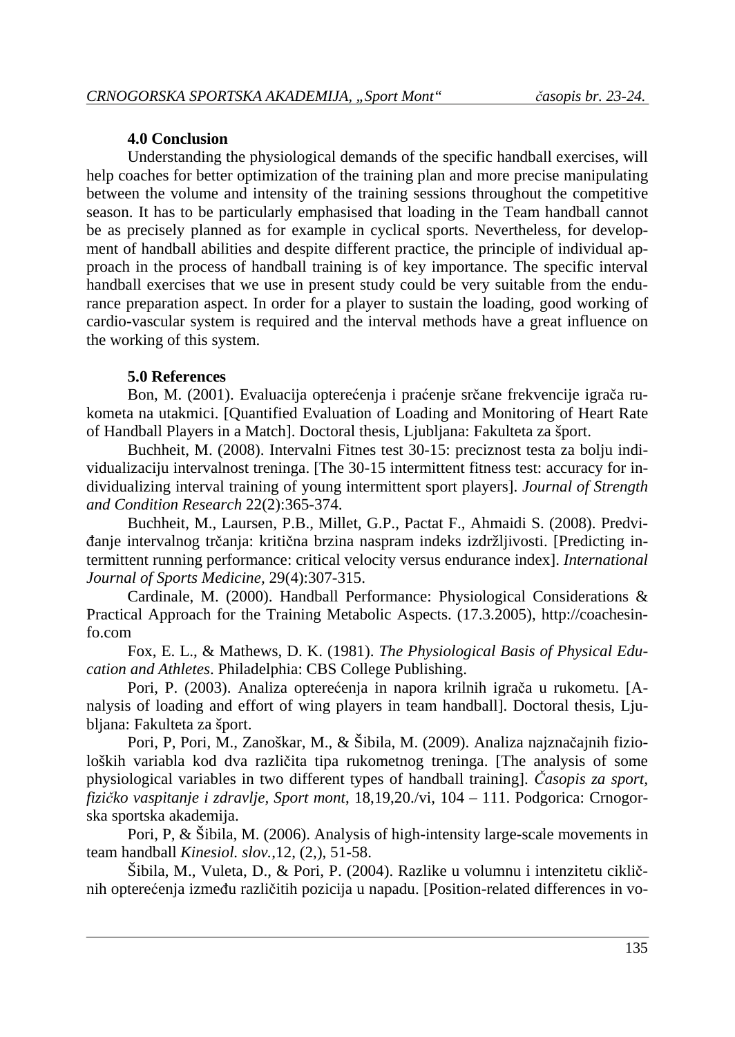### 4.0 Conclusion

Understanding the physiological demands of the specific handball exercises, will help coaches for better optimization of the training plan and more precise manipulating between the volume and intensity of the training sessions throughout the competitive season. It has to be particularly emphasised that loading in the Team handball cannot be as precisely planned as for example in cyclical sports. Nevertheless, for development of handball abilities and despite different practice, the principle of individual approach in the process of handball training is of key importance. The specific interval handball exercises that we use in present study could be very suitable from the endurance preparation aspect. In order for a player to sustain the loading, good working of cardio-vascular system is required and the interval methods have a great influence on the working of this system.

### 5.0 References

Bon, M. (2001). Evaluacija opterećenja i praćenje srčane frekvencije igrača rukometa na utakmici. [Quantified Evaluation of Loading and Monitoring of Heart Rate of Handball Players in a Match]. Doctoral thesis, Ljubljana: Fakulteta za šport.

Buchheit, M. (2008). Intervalni Fitnes test 30-15: preciznost testa za bolju individualizaciju intervalnost treninga. [The 30-15 intermittent fitness test: accuracy for individualizing interval training of young intermittent sport players]. *Journal of Strength and Condition Research* 22(2):365-374.

Buchheit, M., Laursen, P.B., Millet, G.P., Pactat F., Ahmaidi S. (2008). Predviđanje intervalnog trčanja: kritična brzina naspram indeks izdržljivosti. [Predicting intermittent running performance: critical velocity versus endurance index]. *International Journal of Sports Medicine*, 29(4):307-315.

Cardinale, M. (2000). Handball Performance: Physiological Considerations & Practical Approach for the Training Metabolic Aspects. (17.3.2005), http://coachesinfo.com

Fox, E. L., & Mathews, D. K. (1981). *The Physiological Basis of Physical Education and Athletes*. Philadelphia: CBS College Publishing.

Pori, P. (2003). Analiza opterećenja in napora krilnih igrača u rukometu. [Analysis of loading and effort of wing players in team handball]. Doctoral thesis, Ljubljana: Fakulteta za šport.

Pori, P, Pori, M., Zanoškar, M., & Šibila, M. (2009). Analiza najznačajnih fizioloških variabla kod dva različita tipa rukometnog treninga. [The analysis of some physiological variables in two different types of handball training]. *Časopis za sport, fizičko vaspitanje i zdravlje, Sport mont*, 18,19,20./vi, 104 – 111. Podgorica: Crnogorska sportska akademija.

Pori, P, & Šibila, M. (2006). Analysis of high-intensity large-scale movements in team handball *Kinesiol. slov.*,12, (2,), 51-58.

Šibila, M., Vuleta, D., & Pori, P. (2004). Razlike u volumnu i intenzitetu cikličnih opterećenja između različitih pozicija u napadu. [Position-related differences in vo-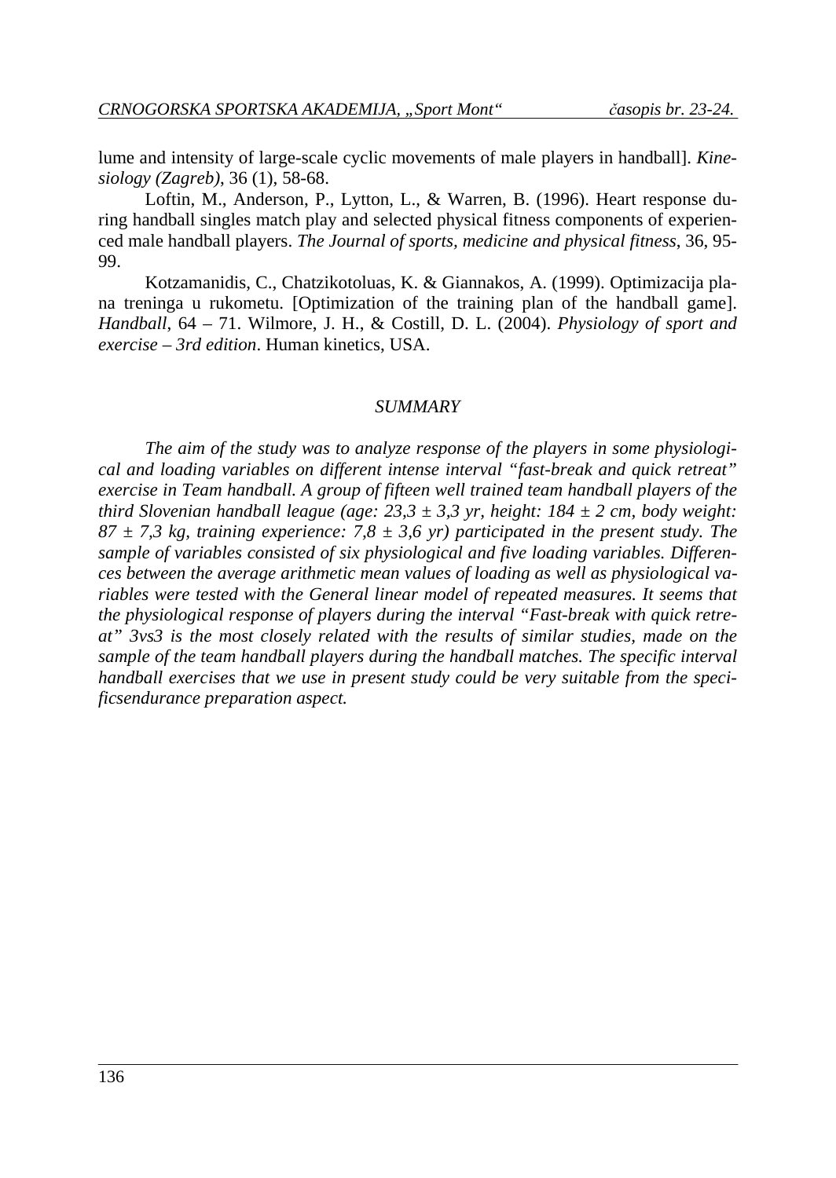lume and intensity of large-scale cyclic movements of male players in handball]. *Kinesiology (Zagreb)*, 36 (1), 58-68.

Loftin, M., Anderson, P., Lytton, L., & Warren, B. (1996). Heart response during handball singles match play and selected physical fitness components of experienced male handball players. *The Journal of sports, medicine and physical fitness*, 36, 95-99.

Kotzamanidis, C., Chatzikotoluas, K. & Giannakos, A. (1999). Optimizacija plana treninga u rukometu. [Optimization of the training plan of the handball game]. *Handball*, 64 – 71. Wilmore, J. H., & Costill, D. L. (2004). *Physiology of sport and exercise – 3rd edition*. Human kinetics, USA.

## *SUMMARY*

*The aim of the study was to analyze response of the players in some physiological and loading variables on different intense interval "fast-break and quick retreat" exercise in Team handball. A group of fifteen well trained team handball players of the third Slovenian handball league (age: 23,3 ± 3,3 yr, height: 184 ± 2 cm, body weight: 87 ± 7,3 kg, training experience: 7,8 ± 3,6 yr) participated in the present study. The sample of variables consisted of six physiological and five loading variables. Differences between the average arithmetic mean values of loading as well as physiological variables were tested with the General linear model of repeated measures. It seems that the physiological response of players during the interval "Fast-break with quick retreat" 3vs3 is the most closely related with the results of similar studies, made on the sample of the team handball players during the handball matches. The specific interval handball exercises that we use in present study could be very suitable from the specificsendurance preparation aspect.*